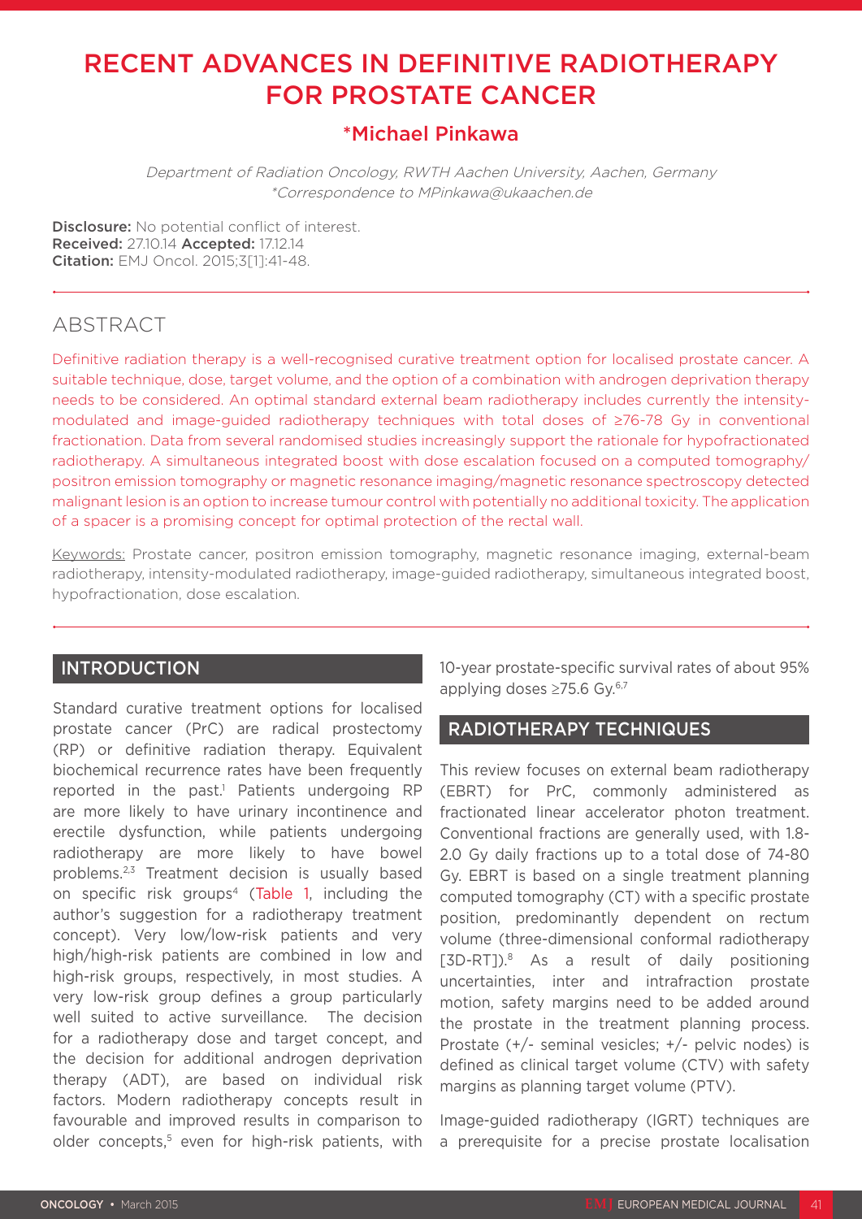# RECENT ADVANCES IN DEFINITIVE RADIOTHERAPY FOR PROSTATE CANCER

**\*Michael Pinkawa**

*Department of Radiation Oncology, RWTH Aachen University, Aachen, Germany*
*\*Correspondence to MPinkawa@ukaachen.de*

**Disclosure:** No potential conflict of interest.
**Received:** 27.10.14 **Accepted:** 17.12.14
**Citation:** EMJ Oncol. 2015;3[1]:41-48.

## ABSTRACT

Definitive radiation therapy is a well-recognised curative treatment option for localised prostate cancer. A suitable technique, dose, target volume, and the option of a combination with androgen deprivation therapy needs to be considered. An optimal standard external beam radiotherapy includes currently the intensity-modulated and image-guided radiotherapy techniques with total doses of ≥76-78 Gy in conventional fractionation. Data from several randomised studies increasingly support the rationale for hypofractionated radiotherapy. A simultaneous integrated boost with dose escalation focused on a computed tomography/positron emission tomography or magnetic resonance imaging/magnetic resonance spectroscopy detected malignant lesion is an option to increase tumour control with potentially no additional toxicity. The application of a spacer is a promising concept for optimal protection of the rectal wall.

Keywords: Prostate cancer, positron emission tomography, magnetic resonance imaging, external-beam radiotherapy, intensity-modulated radiotherapy, image-guided radiotherapy, simultaneous integrated boost, hypofractionation, dose escalation.

## INTRODUCTION

Standard curative treatment options for localised prostate cancer (PrC) are radical prostectomy (RP) or definitive radiation therapy. Equivalent biochemical recurrence rates have been frequently reported in the past.[1] Patients undergoing RP are more likely to have urinary incontinence and erectile dysfunction, while patients undergoing radiotherapy are more likely to have bowel problems.[2,3] Treatment decision is usually based on specific risk groups[4] (Table 1, including the author's suggestion for a radiotherapy treatment concept). Very low/low-risk patients and very high/high-risk patients are combined in low and high-risk groups, respectively, in most studies. A very low-risk group defines a group particularly well suited to active surveillance. The decision for a radiotherapy dose and target concept, and the decision for additional androgen deprivation therapy (ADT), are based on individual risk factors. Modern radiotherapy concepts result in favourable and improved results in comparison to older concepts,[5] even for high-risk patients, with 10-year prostate-specific survival rates of about 95% applying doses ≥75.6 Gy.[6,7]

## RADIOTHERAPY TECHNIQUES

This review focuses on external beam radiotherapy (EBRT) for PrC, commonly administered as fractionated linear accelerator photon treatment. Conventional fractions are generally used, with 1.8-2.0 Gy daily fractions up to a total dose of 74-80 Gy. EBRT is based on a single treatment planning computed tomography (CT) with a specific prostate position, predominantly dependent on rectum volume (three-dimensional conformal radiotherapy [3D-RT]).[8] As a result of daily positioning uncertainties, inter and intrafraction prostate motion, safety margins need to be added around the prostate in the treatment planning process. Prostate (+/- seminal vesicles; +/- pelvic nodes) is defined as clinical target volume (CTV) with safety margins as planning target volume (PTV).

Image-guided radiotherapy (IGRT) techniques are a prerequisite for a precise prostate localisation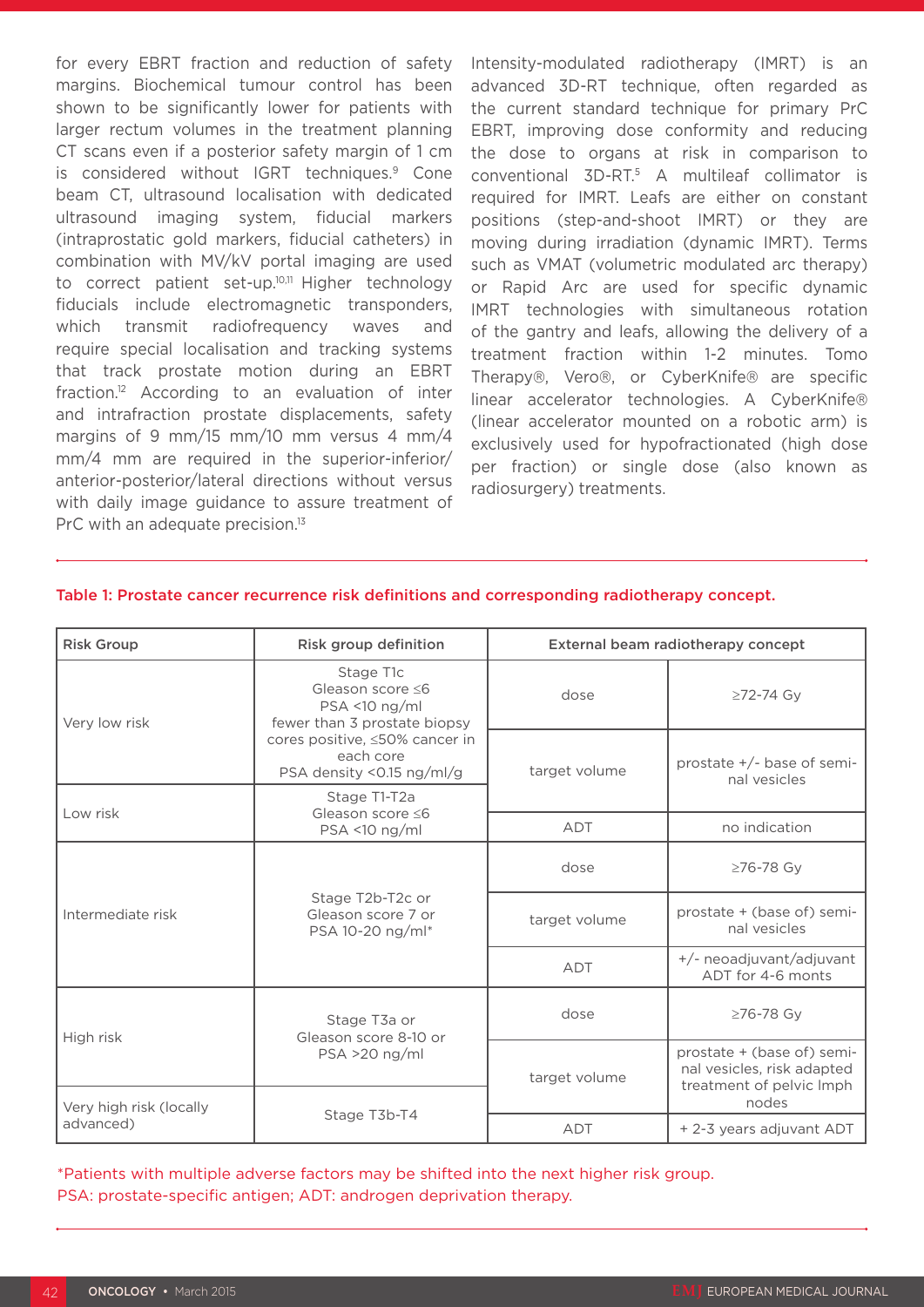for every EBRT fraction and reduction of safety margins. Biochemical tumour control has been shown to be significantly lower for patients with larger rectum volumes in the treatment planning CT scans even if a posterior safety margin of 1 cm is considered without IGRT techniques.[9] Cone beam CT, ultrasound localisation with dedicated ultrasound imaging system, fiducial markers (intraprostatic gold markers, fiducial catheters) in combination with MV/kV portal imaging are used to correct patient set-up.[10,11] Higher technology fiducials include electromagnetic transponders, which transmit radiofrequency waves and require special localisation and tracking systems that track prostate motion during an EBRT fraction.[12] According to an evaluation of inter and intrafraction prostate displacements, safety margins of 9 mm/15 mm/10 mm versus 4 mm/4 mm/4 mm are required in the superior-inferior/anterior-posterior/lateral directions without versus with daily image guidance to assure treatment of PrC with an adequate precision.[13]

Intensity-modulated radiotherapy (IMRT) is an advanced 3D-RT technique, often regarded as the current standard technique for primary PrC EBRT, improving dose conformity and reducing the dose to organs at risk in comparison to conventional 3D-RT.[5] A multileaf collimator is required for IMRT. Leafs are either on constant positions (step-and-shoot IMRT) or they are moving during irradiation (dynamic IMRT). Terms such as VMAT (volumetric modulated arc therapy) or Rapid Arc are used for specific dynamic IMRT technologies with simultaneous rotation of the gantry and leafs, allowing the delivery of a treatment fraction within 1-2 minutes. Tomo Therapy®, Vero®, or CyberKnife® are specific linear accelerator technologies. A CyberKnife® (linear accelerator mounted on a robotic arm) is exclusively used for hypofractionated (high dose per fraction) or single dose (also known as radiosurgery) treatments.

**Table 1: Prostate cancer recurrence risk definitions and corresponding radiotherapy concept.**

| Risk Group | Risk group definition | External beam radiotherapy concept | |
|---|---|---|---|
| Very low risk | Stage T1c<br>Gleason score ≤6<br>PSA <10 ng/ml<br>fewer than 3 prostate biopsy cores positive, ≤50% cancer in each core<br>PSA density <0.15 ng/ml/g | dose | ≥72-74 Gy |
| | | target volume | prostate +/- base of seminal vesicles |
| Low risk | Stage T1-T2a<br>Gleason score ≤6<br>PSA <10 ng/ml | ADT | no indication |
| Intermediate risk | Stage T2b-T2c or<br>Gleason score 7 or<br>PSA 10-20 ng/ml* | dose | ≥76-78 Gy |
| | | target volume | prostate + (base of) seminal vesicles |
| | | ADT | +/- neoadjuvant/adjuvant ADT for 4-6 monts |
| High risk | Stage T3a or<br>Gleason score 8-10 or<br>PSA >20 ng/ml | dose | ≥76-78 Gy |
| | | target volume | prostate + (base of) seminal vesicles, risk adapted treatment of pelvic lmph nodes |
| Very high risk (locally advanced) | Stage T3b-T4 | ADT | + 2-3 years adjuvant ADT |

*Patients with multiple adverse factors may be shifted into the next higher risk group.
PSA: prostate-specific antigen; ADT: androgen deprivation therapy.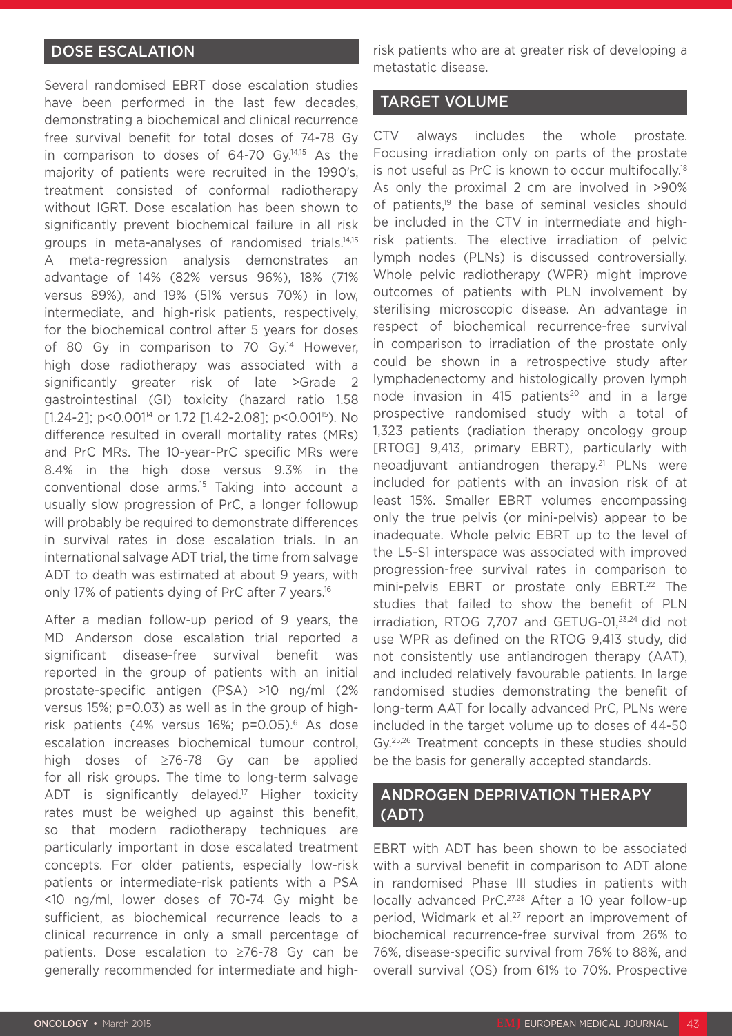## DOSE ESCALATION

Several randomised EBRT dose escalation studies have been performed in the last few decades, demonstrating a biochemical and clinical recurrence free survival benefit for total doses of 74-78 Gy in comparison to doses of 64-70 Gy.[14,15] As the majority of patients were recruited in the 1990's, treatment consisted of conformal radiotherapy without IGRT. Dose escalation has been shown to significantly prevent biochemical failure in all risk groups in meta-analyses of randomised trials.[14,15] A meta-regression analysis demonstrates an advantage of 14% (82% versus 96%), 18% (71% versus 89%), and 19% (51% versus 70%) in low, intermediate, and high-risk patients, respectively, for the biochemical control after 5 years for doses of 80 Gy in comparison to 70 Gy.[14] However, high dose radiotherapy was associated with a significantly greater risk of late >Grade 2 gastrointestinal (GI) toxicity (hazard ratio 1.58 [1.24-2]; p<0.001[14] or 1.72 [1.42-2.08]; p<0.001[15]). No difference resulted in overall mortality rates (MRs) and PrC MRs. The 10-year-PrC specific MRs were 8.4% in the high dose versus 9.3% in the conventional dose arms.[15] Taking into account a usually slow progression of PrC, a longer followup will probably be required to demonstrate differences in survival rates in dose escalation trials. In an international salvage ADT trial, the time from salvage ADT to death was estimated at about 9 years, with only 17% of patients dying of PrC after 7 years.[16]

After a median follow-up period of 9 years, the MD Anderson dose escalation trial reported a significant disease-free survival benefit was reported in the group of patients with an initial prostate-specific antigen (PSA) >10 ng/ml (2% versus 15%; p=0.03) as well as in the group of high-risk patients (4% versus 16%; p=0.05).[6] As dose escalation increases biochemical tumour control, high doses of ≥76-78 Gy can be applied for all risk groups. The time to long-term salvage ADT is significantly delayed.[17] Higher toxicity rates must be weighed up against this benefit, so that modern radiotherapy techniques are particularly important in dose escalated treatment concepts. For older patients, especially low-risk patients or intermediate-risk patients with a PSA <10 ng/ml, lower doses of 70-74 Gy might be sufficient, as biochemical recurrence leads to a clinical recurrence in only a small percentage of patients. Dose escalation to ≥76-78 Gy can be generally recommended for intermediate and high-risk patients who are at greater risk of developing a metastatic disease.

## TARGET VOLUME

CTV always includes the whole prostate. Focusing irradiation only on parts of the prostate is not useful as PrC is known to occur multifocally.[18] As only the proximal 2 cm are involved in >90% of patients,[19] the base of seminal vesicles should be included in the CTV in intermediate and high-risk patients. The elective irradiation of pelvic lymph nodes (PLNs) is discussed controversially. Whole pelvic radiotherapy (WPR) might improve outcomes of patients with PLN involvement by sterilising microscopic disease. An advantage in respect of biochemical recurrence-free survival in comparison to irradiation of the prostate only could be shown in a retrospective study after lymphadenectomy and histologically proven lymph node invasion in 415 patients[20] and in a large prospective randomised study with a total of 1,323 patients (radiation therapy oncology group [RTOG] 9,413, primary EBRT), particularly with neoadjuvant antiandrogen therapy.[21] PLNs were included for patients with an invasion risk of at least 15%. Smaller EBRT volumes encompassing only the true pelvis (or mini-pelvis) appear to be inadequate. Whole pelvic EBRT up to the level of the L5-S1 interspace was associated with improved progression-free survival rates in comparison to mini-pelvis EBRT or prostate only EBRT.[22] The studies that failed to show the benefit of PLN irradiation, RTOG 7,707 and GETUG-01,[23,24] did not use WPR as defined on the RTOG 9,413 study, did not consistently use antiandrogen therapy (AAT), and included relatively favourable patients. In large randomised studies demonstrating the benefit of long-term AAT for locally advanced PrC, PLNs were included in the target volume up to doses of 44-50 Gy.[25,26] Treatment concepts in these studies should be the basis for generally accepted standards.

## ANDROGEN DEPRIVATION THERAPY (ADT)

EBRT with ADT has been shown to be associated with a survival benefit in comparison to ADT alone in randomised Phase III studies in patients with locally advanced PrC.[27,28] After a 10 year follow-up period, Widmark et al.[27] report an improvement of biochemical recurrence-free survival from 26% to 76%, disease-specific survival from 76% to 88%, and overall survival (OS) from 61% to 70%. Prospective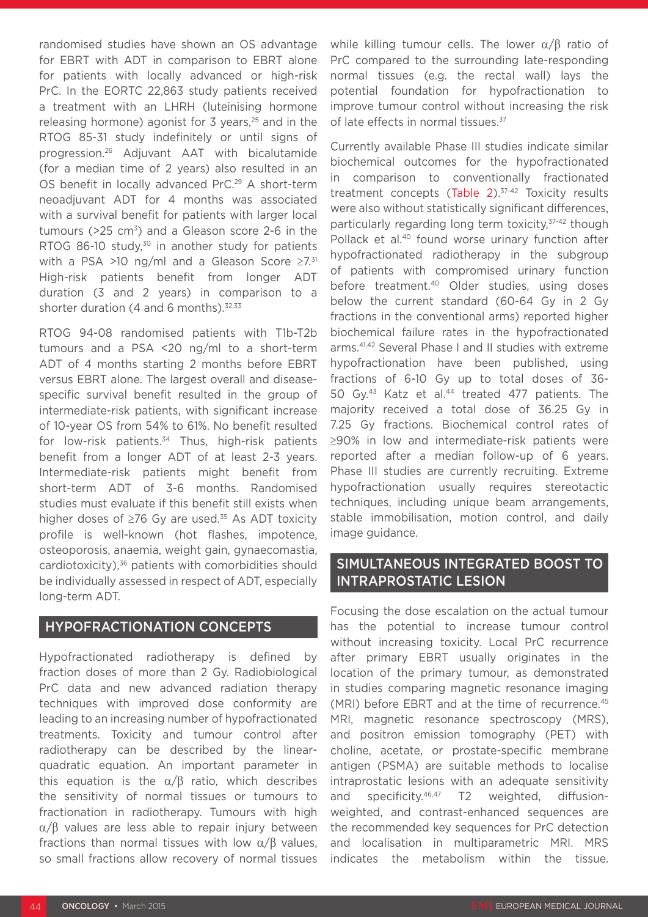randomised studies have shown an OS advantage for EBRT with ADT in comparison to EBRT alone for patients with locally advanced or high-risk PrC. In the EORTC 22,863 study patients received a treatment with an LHRH (luteinising hormone releasing hormone) agonist for 3 years,[25] and in the RTOG 85-31 study indefinitely or until signs of progression.[26] Adjuvant AAT with bicalutamide (for a median time of 2 years) also resulted in an OS benefit in locally advanced PrC.[29] A short-term neoadjuvant ADT for 4 months was associated with a survival benefit for patients with larger local tumours (>25 $cm^3$) and a Gleason score 2-6 in the RTOG 86-10 study,[30] in another study for patients with a PSA >10 ng/ml and a Gleason Score ≥7.[31] High-risk patients benefit from longer ADT duration (3 and 2 years) in comparison to a shorter duration (4 and 6 months).[32,33]

RTOG 94-08 randomised patients with T1b-T2b tumours and a PSA <20 ng/ml to a short-term ADT of 4 months starting 2 months before EBRT versus EBRT alone. The largest overall and disease-specific survival benefit resulted in the group of intermediate-risk patients, with significant increase of 10-year OS from 54% to 61%. No benefit resulted for low-risk patients.[34] Thus, high-risk patients benefit from a longer ADT of at least 2-3 years. Intermediate-risk patients might benefit from short-term ADT of 3-6 months. Randomised studies must evaluate if this benefit still exists when higher doses of ≥76 Gy are used.[35] As ADT toxicity profile is well-known (hot flashes, impotence, osteoporosis, anaemia, weight gain, gynaecomastia, cardiotoxicity),[36] patients with comorbidities should be individually assessed in respect of ADT, especially long-term ADT.

## HYPOFRACTIONATION CONCEPTS

Hypofractionated radiotherapy is defined by fraction doses of more than 2 Gy. Radiobiological PrC data and new advanced radiation therapy techniques with improved dose conformity are leading to an increasing number of hypofractionated treatments. Toxicity and tumour control after radiotherapy can be described by the linear-quadratic equation. An important parameter in this equation is the $\alpha/\beta$ ratio, which describes the sensitivity of normal tissues or tumours to fractionation in radiotherapy. Tumours with high $\alpha/\beta$ values are less able to repair injury between fractions than normal tissues with low $\alpha/\beta$ values, so small fractions allow recovery of normal tissues while killing tumour cells. The lower $\alpha/\beta$ ratio of PrC compared to the surrounding late-responding normal tissues (e.g. the rectal wall) lays the potential foundation for hypofractionation to improve tumour control without increasing the risk of late effects in normal tissues.[37]

Currently available Phase III studies indicate similar biochemical outcomes for the hypofractionated in comparison to conventionally fractionated treatment concepts (Table 2).[37-42] Toxicity results were also without statistically significant differences, particularly regarding long term toxicity,[37-42] though Pollack et al.[40] found worse urinary function after hypofractionated radiotherapy in the subgroup of patients with compromised urinary function before treatment.[40] Older studies, using doses below the current standard (60-64 Gy in 2 Gy fractions in the conventional arms) reported higher biochemical failure rates in the hypofractionated arms.[41,42] Several Phase I and II studies with extreme hypofractionation have been published, using fractions of 6-10 Gy up to total doses of 36-50 Gy.[43] Katz et al.[44] treated 477 patients. The majority received a total dose of 36.25 Gy in 7.25 Gy fractions. Biochemical control rates of ≥90% in low and intermediate-risk patients were reported after a median follow-up of 6 years. Phase III studies are currently recruiting. Extreme hypofractionation usually requires stereotactic techniques, including unique beam arrangements, stable immobilisation, motion control, and daily image guidance.

## SIMULTANEOUS INTEGRATED BOOST TO INTRAPROSTATIC LESION

Focusing the dose escalation on the actual tumour has the potential to increase tumour control without increasing toxicity. Local PrC recurrence after primary EBRT usually originates in the location of the primary tumour, as demonstrated in studies comparing magnetic resonance imaging (MRI) before EBRT and at the time of recurrence.[45] MRI, magnetic resonance spectroscopy (MRS), and positron emission tomography (PET) with choline, acetate, or prostate-specific membrane antigen (PSMA) are suitable methods to localise intraprostatic lesions with an adequate sensitivity and specificity.[46,47] T2 weighted, diffusion-weighted, and contrast-enhanced sequences are the recommended key sequences for PrC detection and localisation in multiparametric MRI. MRS indicates the metabolism within the tissue.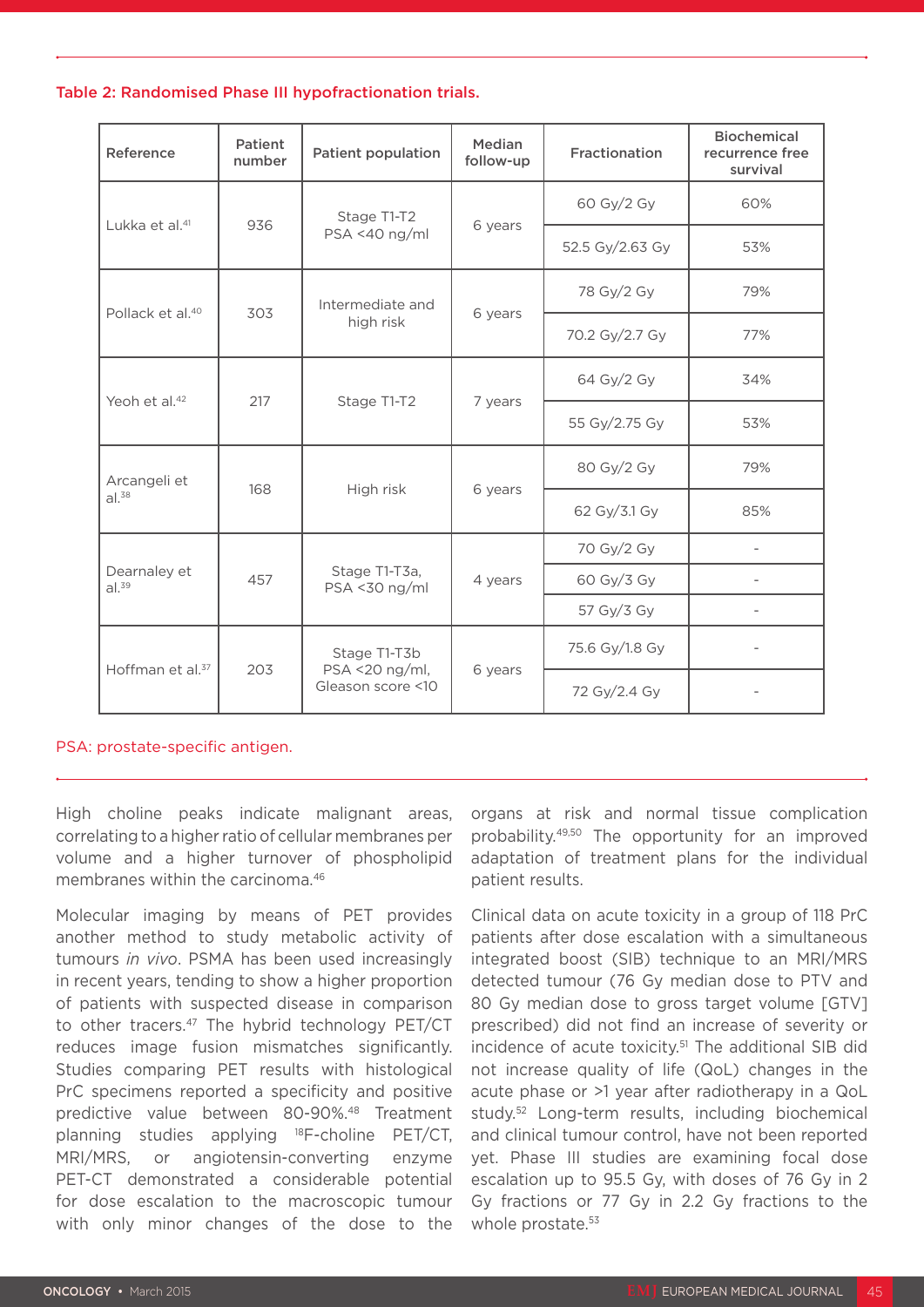**Table 2: Randomised Phase III hypofractionation trials.**

| Reference | Patient number | Patient population | Median follow-up | Fractionation | Biochemical recurrence free survival |
|---|---|---|---|---|---|
| Lukka et al.[41] | 936 | Stage T1-T2 PSA <40 ng/ml | 6 years | 60 Gy/2 Gy | 60% |
| | | | | 52.5 Gy/2.63 Gy | 53% |
| Pollack et al.[40] | 303 | Intermediate and high risk | 6 years | 78 Gy/2 Gy | 79% |
| | | | | 70.2 Gy/2.7 Gy | 77% |
| Yeoh et al.[42] | 217 | Stage T1-T2 | 7 years | 64 Gy/2 Gy | 34% |
| | | | | 55 Gy/2.75 Gy | 53% |
| Arcangeli et al.[38] | 168 | High risk | 6 years | 80 Gy/2 Gy | 79% |
| | | | | 62 Gy/3.1 Gy | 85% |
| Dearnaley et al.[39] | 457 | Stage T1-T3a, PSA <30 ng/ml | 4 years | 70 Gy/2 Gy | - |
| | | | | 60 Gy/3 Gy | - |
| | | | | 57 Gy/3 Gy | - |
| Hoffman et al.[37] | 203 | Stage T1-T3b PSA <20 ng/ml, Gleason score <10 | 6 years | 75.6 Gy/1.8 Gy | - |
| | | | | 72 Gy/2.4 Gy | - |

PSA: prostate-specific antigen.

High choline peaks indicate malignant areas, correlating to a higher ratio of cellular membranes per volume and a higher turnover of phospholipid membranes within the carcinoma.[46]

Molecular imaging by means of PET provides another method to study metabolic activity of tumours *in vivo*. PSMA has been used increasingly in recent years, tending to show a higher proportion of patients with suspected disease in comparison to other tracers.[47] The hybrid technology PET/CT reduces image fusion mismatches significantly. Studies comparing PET results with histological PrC specimens reported a specificity and positive predictive value between 80-90%.[48] Treatment planning studies applying $^{18}$F-choline PET/CT, MRI/MRS, or angiotensin-converting enzyme PET-CT demonstrated a considerable potential for dose escalation to the macroscopic tumour with only minor changes of the dose to the organs at risk and normal tissue complication probability.[49,50] The opportunity for an improved adaptation of treatment plans for the individual patient results.

Clinical data on acute toxicity in a group of 118 PrC patients after dose escalation with a simultaneous integrated boost (SIB) technique to an MRI/MRS detected tumour (76 Gy median dose to PTV and 80 Gy median dose to gross target volume [GTV] prescribed) did not find an increase of severity or incidence of acute toxicity.[51] The additional SIB did not increase quality of life (QoL) changes in the acute phase or >1 year after radiotherapy in a QoL study.[52] Long-term results, including biochemical and clinical tumour control, have not been reported yet. Phase III studies are examining focal dose escalation up to 95.5 Gy, with doses of 76 Gy in 2 Gy fractions or 77 Gy in 2.2 Gy fractions to the whole prostate.[53]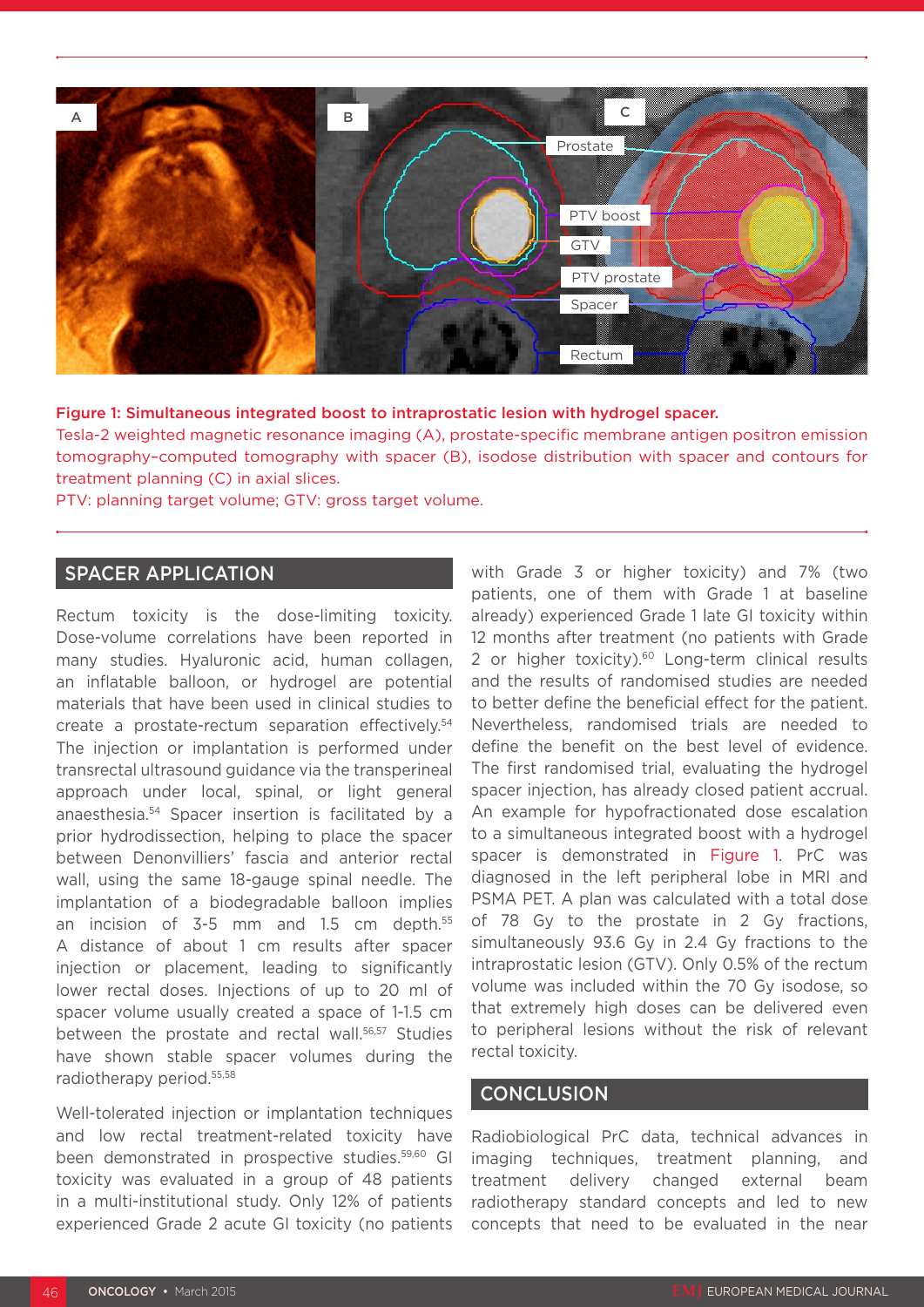Figure 1: Simultaneous integrated boost to intraprostatic lesion with hydrogel spacer.

Tesla-2 weighted magnetic resonance imaging (A), prostate-specific membrane antigen positron emission tomography–computed tomography with spacer (B), isodose distribution with spacer and contours for treatment planning (C) in axial slices.

PTV: planning target volume; GTV: gross target volume.

## SPACER APPLICATION

Rectum toxicity is the dose-limiting toxicity. Dose-volume correlations have been reported in many studies. Hyaluronic acid, human collagen, an inflatable balloon, or hydrogel are potential materials that have been used in clinical studies to create a prostate-rectum separation effectively.[54] The injection or implantation is performed under transrectal ultrasound guidance via the transperineal approach under local, spinal, or light general anaesthesia.[54] Spacer insertion is facilitated by a prior hydrodissection, helping to place the spacer between Denonvilliers' fascia and anterior rectal wall, using the same 18-gauge spinal needle. The implantation of a biodegradable balloon implies an incision of 3-5 mm and 1.5 cm depth.[55] A distance of about 1 cm results after spacer injection or placement, leading to significantly lower rectal doses. Injections of up to 20 ml of spacer volume usually created a space of 1-1.5 cm between the prostate and rectal wall.[56,57] Studies have shown stable spacer volumes during the radiotherapy period.[55,58]

Well-tolerated injection or implantation techniques and low rectal treatment-related toxicity have been demonstrated in prospective studies.[59,60] GI toxicity was evaluated in a group of 48 patients in a multi-institutional study. Only 12% of patients experienced Grade 2 acute GI toxicity (no patients with Grade 3 or higher toxicity) and 7% (two patients, one of them with Grade 1 at baseline already) experienced Grade 1 late GI toxicity within 12 months after treatment (no patients with Grade 2 or higher toxicity).[60] Long-term clinical results and the results of randomised studies are needed to better define the beneficial effect for the patient. Nevertheless, randomised trials are needed to define the benefit on the best level of evidence. The first randomised trial, evaluating the hydrogel spacer injection, has already closed patient accrual. An example for hypofractionated dose escalation to a simultaneous integrated boost with a hydrogel spacer is demonstrated in Figure 1. PrC was diagnosed in the left peripheral lobe in MRI and PSMA PET. A plan was calculated with a total dose of 78 Gy to the prostate in 2 Gy fractions, simultaneously 93.6 Gy in 2.4 Gy fractions to the intraprostatic lesion (GTV). Only 0.5% of the rectum volume was included within the 70 Gy isodose, so that extremely high doses can be delivered even to peripheral lesions without the risk of relevant rectal toxicity.

## CONCLUSION

Radiobiological PrC data, technical advances in imaging techniques, treatment planning, and treatment delivery changed external beam radiotherapy standard concepts and led to new concepts that need to be evaluated in the near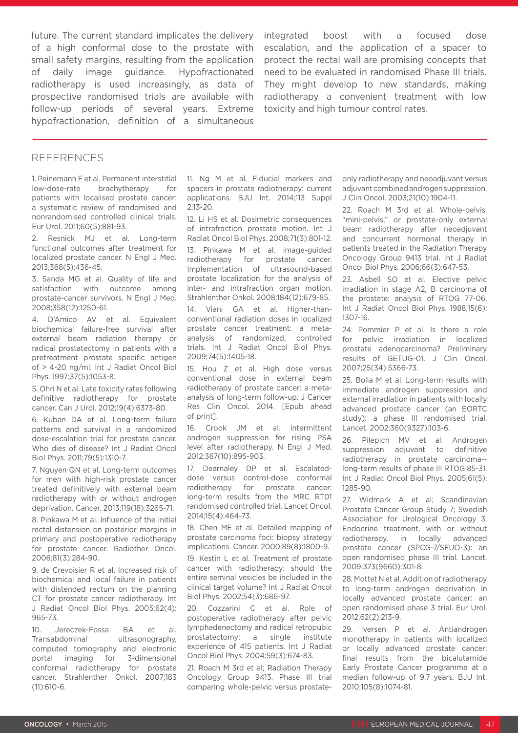future. The current standard implicates the delivery of a high conformal dose to the prostate with small safety margins, resulting from the application of daily image guidance. Hypofractionated radiotherapy is used increasingly, as data of prospective randomised trials are available with follow-up periods of several years. Extreme hypofractionation, definition of a simultaneous integrated boost with a focused dose escalation, and the application of a spacer to protect the rectal wall are promising concepts that need to be evaluated in randomised Phase III trials. They might develop to new standards, making radiotherapy a convenient treatment with low toxicity and high tumour control rates.

## REFERENCES

1. Peinemann F et al. Permanent interstitial low-dose-rate brachytherapy for patients with localised prostate cancer: a systematic review of randomised and nonrandomised controlled clinical trials. Eur Urol. 2011;60(5):881-93.

2. Resnick MJ et al. Long-term functional outcomes after treatment for localized prostate cancer. N Engl J Med. 2013;368(5):436-45.

3. Sanda MG et al. Quality of life and satisfaction with outcome among prostate-cancer survivors. N Engl J Med. 2008;358(12):1250-61.

4. D'Amico AV et al. Equivalent biochemical failure-free survival after external beam radiation therapy or radical prostatectomy in patients with a pretreatment prostate specific antigen of > 4-20 ng/ml. Int J Radiat Oncol Biol Phys. 1997;37(5):1053-8.

5. Ohri N et al. Late toxicity rates following definitive radiotherapy for prostate cancer. Can J Urol. 2012;19(4):6373-80.

6. Kuban DA et al. Long-term failure patterns and survival in a randomized dose-escalation trial for prostate cancer. Who dies of disease? Int J Radiat Oncol Biol Phys. 2011;79(5):1310-7.

7. Nguyen QN et al. Long-term outcomes for men with high-risk prostate cancer treated definitively with external beam radiotherapy with or without androgen deprivation. Cancer. 2013;119(18):3265-71.

8. Pinkawa M et al. Influence of the initial rectal distension on posterior margins in primary and postoperative radiotherapy for prostate cancer. Radiother Oncol. 2006;81(3):284-90.

9. de Crevoisier R et al. Increased risk of biochemical and local failure in patients with distended rectum on the planning CT for prostate cancer radiotherapy. Int J Radiat Oncol Biol Phys. 2005;62(4):965-73.

10. Jereczek-Fossa BA et al. Transabdominal ultrasonography, computed tomography and electronic portal imaging for 3-dimensional conformal radiotherapy for prostate cancer. Strahlenther Onkol. 2007;183(11):610-6.

11. Ng M et al. Fiducial markers and spacers in prostate radiotherapy: current applications. BJU Int. 2014;113 Suppl 2:13-20.

12. Li HS et al. Dosimetric consequences of intrafraction prostate motion. Int J Radiat Oncol Biol Phys. 2008;71(3):801-12.

13. Pinkawa M et al. Image-guided radiotherapy for prostate cancer. Implementation of ultrasound-based prostate localization for the analysis of inter- and intrafraction organ motion. Strahlenther Onkol. 2008;184(12):679-85.

14. Viani GA et al. Higher-than-conventional radiation doses in localized prostate cancer treatment: a meta-analysis of randomized, controlled trials. Int J Radiat Oncol Biol Phys. 2009;74(5):1405-18.

15. Hou Z et al. High dose versus conventional dose in external beam radiotherapy of prostate cancer: a meta-analysis of long-term follow-up. J Cancer Res Clin Oncol. 2014. [Epub ahead of print].

16. Crook JM et al. Intermittent androgen suppression for rising PSA level after radiotherapy. N Engl J Med. 2012;367(10):895-903.

17. Dearnaley DP et al. Escalated-dose versus control-dose conformal radiotherapy for prostate cancer: long-term results from the MRC RT01 randomised controlled trial. Lancet Oncol. 2014;15(4):464-73.

18. Chen ME et al. Detailed mapping of prostate carcinoma foci: biopsy strategy implications. Cancer. 2000;89(8):1800-9.

19. Kestin L et al. Treatment of prostate cancer with radiotherapy: should the entire seminal vesicles be included in the clinical target volume? Int J Radiat Oncol Biol Phys. 2002;54(3):686-97.

20. Cozzarini C et al. Role of postoperative radiotherapy after pelvic lymphadenectomy and radical retropubic prostatectomy: a single institute experience of 415 patients. Int J Radiat Oncol Biol Phys. 2004;59(3):674-83.

21. Roach M 3rd et al; Radiation Therapy Oncology Group 9413. Phase III trial comparing whole-pelvic versus prostate-only radiotherapy and neoadjuvant versus adjuvant combined androgen suppression. J Clin Oncol. 2003;21(10):1904-11.

22. Roach M 3rd et al. Whole-pelvis, "mini-pelvis," or prostate-only external beam radiotherapy after neoadjuvant and concurrent hormonal therapy in patients treated in the Radiation Therapy Oncology Group 9413 trial. Int J Radiat Oncol Biol Phys. 2006;66(3):647-53.

23. Asbell SO et al. Elective pelvic irradiation in stage A2, B carcinoma of the prostate: analysis of RTOG 77-06. Int J Radiat Oncol Biol Phys. 1988;15(6):1307-16.

24. Pommier P et al. Is there a role for pelvic irradiation in localized prostate adenocarcinoma? Preliminary results of GETUG-01. J Clin Oncol. 2007;25(34):5366-73.

25. Bolla M et al. Long-term results with immediate androgen suppression and external irradiation in patients with locally advanced prostate cancer (an EORTC study): a phase III randomised trial. Lancet. 2002;360(9327):103-6.

26. Pilepich MV et al. Androgen suppression adjuvant to definitive radiotherapy in prostate carcinoma--long-term results of phase III RTOG 85-31. Int J Radiat Oncol Biol Phys. 2005;61(5):1285-90.

27. Widmark A et al; Scandinavian Prostate Cancer Group Study 7; Swedish Association for Urological Oncology 3. Endocrine treatment, with or without radiotherapy, in locally advanced prostate cancer (SPCG-7/SFUO-3): an open randomised phase III trial. Lancet. 2009;373(9660):301-8.

28. Mottet N et al. Addition of radiotherapy to long-term androgen deprivation in locally advanced prostate cancer: an open randomised phase 3 trial. Eur Urol. 2012;62(2):213-9.

29. Iversen P et al. Antiandrogen monotherapy in patients with localized or locally advanced prostate cancer: final results from the bicalutamide Early Prostate Cancer programme at a median follow-up of 9.7 years. BJU Int. 2010;105(8):1074-81.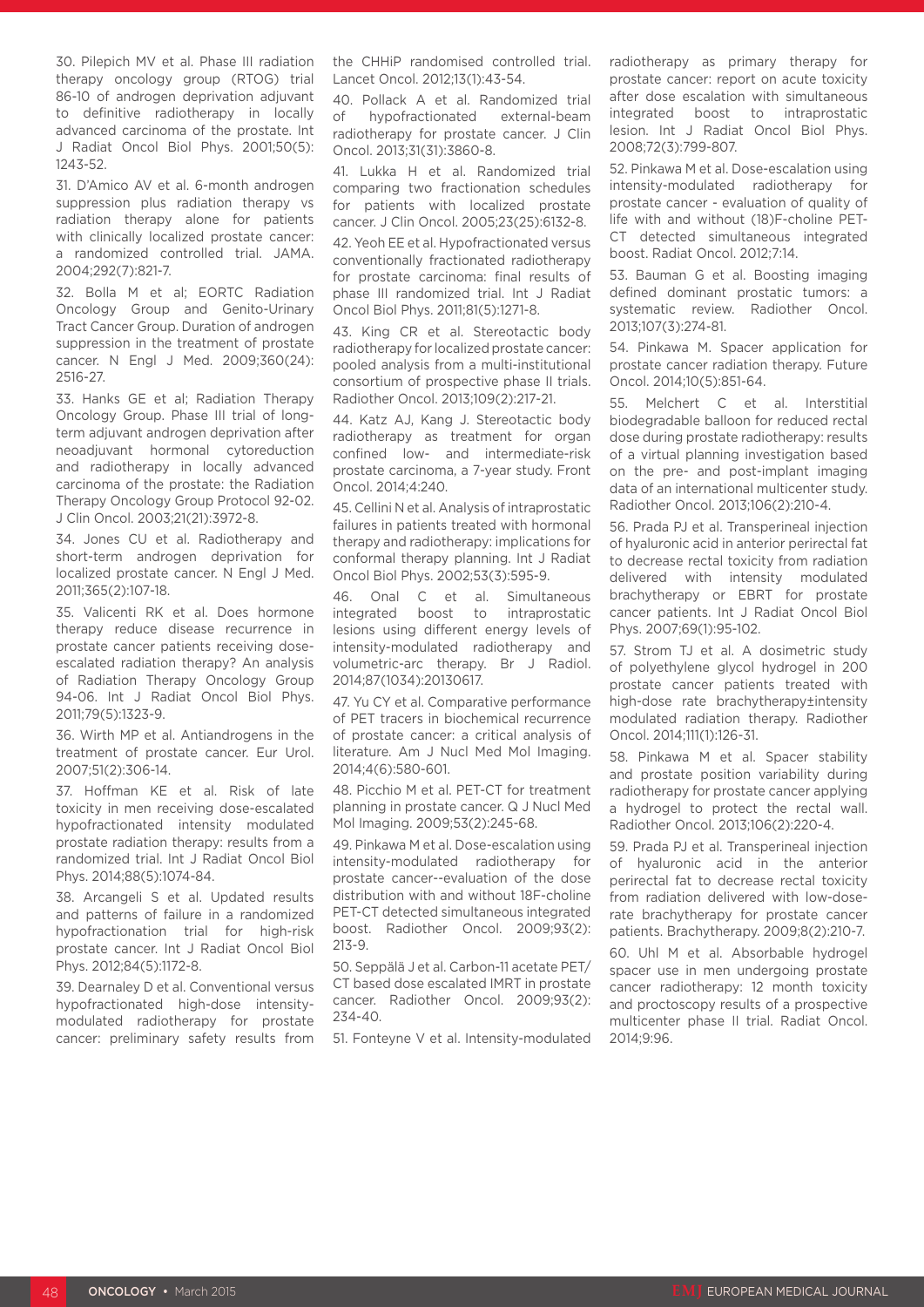30. Pilepich MV et al. Phase III radiation therapy oncology group (RTOG) trial 86-10 of androgen deprivation adjuvant to definitive radiotherapy in locally advanced carcinoma of the prostate. Int J Radiat Oncol Biol Phys. 2001;50(5):1243-52.

31. D'Amico AV et al. 6-month androgen suppression plus radiation therapy vs radiation therapy alone for patients with clinically localized prostate cancer: a randomized controlled trial. JAMA. 2004;292(7):821-7.

32. Bolla M et al; EORTC Radiation Oncology Group and Genito-Urinary Tract Cancer Group. Duration of androgen suppression in the treatment of prostate cancer. N Engl J Med. 2009;360(24):2516-27.

33. Hanks GE et al; Radiation Therapy Oncology Group. Phase III trial of long-term adjuvant androgen deprivation after neoadjuvant hormonal cytoreduction and radiotherapy in locally advanced carcinoma of the prostate: the Radiation Therapy Oncology Group Protocol 92-02. J Clin Oncol. 2003;21(21):3972-8.

34. Jones CU et al. Radiotherapy and short-term androgen deprivation for localized prostate cancer. N Engl J Med. 2011;365(2):107-18.

35. Valicenti RK et al. Does hormone therapy reduce disease recurrence in prostate cancer patients receiving dose-escalated radiation therapy? An analysis of Radiation Therapy Oncology Group 94-06. Int J Radiat Oncol Biol Phys. 2011;79(5):1323-9.

36. Wirth MP et al. Antiandrogens in the treatment of prostate cancer. Eur Urol. 2007;51(2):306-14.

37. Hoffman KE et al. Risk of late toxicity in men receiving dose-escalated hypofractionated intensity modulated prostate radiation therapy: results from a randomized trial. Int J Radiat Oncol Biol Phys. 2014;88(5):1074-84.

38. Arcangeli S et al. Updated results and patterns of failure in a randomized hypofractionation trial for high-risk prostate cancer. Int J Radiat Oncol Biol Phys. 2012;84(5):1172-8.

39. Dearnaley D et al. Conventional versus hypofractionated high-dose intensity-modulated radiotherapy for prostate cancer: preliminary safety results from the CHHiP randomised controlled trial. Lancet Oncol. 2012;13(1):43-54.

40. Pollack A et al. Randomized trial of hypofractionated external-beam radiotherapy for prostate cancer. J Clin Oncol. 2013;31(31):3860-8.

41. Lukka H et al. Randomized trial comparing two fractionation schedules for patients with localized prostate cancer. J Clin Oncol. 2005;23(25):6132-8.

42. Yeoh EE et al. Hypofractionated versus conventionally fractionated radiotherapy for prostate carcinoma: final results of phase III randomized trial. Int J Radiat Oncol Biol Phys. 2011;81(5):1271-8.

43. King CR et al. Stereotactic body radiotherapy for localized prostate cancer: pooled analysis from a multi-institutional consortium of prospective phase II trials. Radiother Oncol. 2013;109(2):217-21.

44. Katz AJ, Kang J. Stereotactic body radiotherapy as treatment for organ confined low- and intermediate-risk prostate carcinoma, a 7-year study. Front Oncol. 2014;4:240.

45. Cellini N et al. Analysis of intraprostatic failures in patients treated with hormonal therapy and radiotherapy: implications for conformal therapy planning. Int J Radiat Oncol Biol Phys. 2002;53(3):595-9.

46. Onal C et al. Simultaneous integrated boost to intraprostatic lesions using different energy levels of intensity-modulated radiotherapy and volumetric-arc therapy. Br J Radiol. 2014;87(1034):20130617.

47. Yu CY et al. Comparative performance of PET tracers in biochemical recurrence of prostate cancer: a critical analysis of literature. Am J Nucl Med Mol Imaging. 2014;4(6):580-601.

48. Picchio M et al. PET-CT for treatment planning in prostate cancer. Q J Nucl Med Mol Imaging. 2009;53(2):245-68.

49. Pinkawa M et al. Dose-escalation using intensity-modulated radiotherapy for prostate cancer--evaluation of the dose distribution with and without 18F-choline PET-CT detected simultaneous integrated boost. Radiother Oncol. 2009;93(2):213-9.

50. Seppälä J et al. Carbon-11 acetate PET/CT based dose escalated IMRT in prostate cancer. Radiother Oncol. 2009;93(2):234-40.

51. Fonteyne V et al. Intensity-modulated radiotherapy as primary therapy for prostate cancer: report on acute toxicity after dose escalation with simultaneous integrated boost to intraprostatic lesion. Int J Radiat Oncol Biol Phys. 2008;72(3):799-807.

52. Pinkawa M et al. Dose-escalation using intensity-modulated radiotherapy for prostate cancer - evaluation of quality of life with and without (18)F-choline PET-CT detected simultaneous integrated boost. Radiat Oncol. 2012;7:14.

53. Bauman G et al. Boosting imaging defined dominant prostatic tumors: a systematic review. Radiother Oncol. 2013;107(3):274-81.

54. Pinkawa M. Spacer application for prostate cancer radiation therapy. Future Oncol. 2014;10(5):851-64.

55. Melchert C et al. Interstitial biodegradable balloon for reduced rectal dose during prostate radiotherapy: results of a virtual planning investigation based on the pre- and post-implant imaging data of an international multicenter study. Radiother Oncol. 2013;106(2):210-4.

56. Prada PJ et al. Transperineal injection of hyaluronic acid in anterior perirectal fat to decrease rectal toxicity from radiation delivered with intensity modulated brachytherapy or EBRT for prostate cancer patients. Int J Radiat Oncol Biol Phys. 2007;69(1):95-102.

57. Strom TJ et al. A dosimetric study of polyethylene glycol hydrogel in 200 prostate cancer patients treated with high-dose rate brachytherapy±intensity modulated radiation therapy. Radiother Oncol. 2014;111(1):126-31.

58. Pinkawa M et al. Spacer stability and prostate position variability during radiotherapy for prostate cancer applying a hydrogel to protect the rectal wall. Radiother Oncol. 2013;106(2):220-4.

59. Prada PJ et al. Transperineal injection of hyaluronic acid in the anterior perirectal fat to decrease rectal toxicity from radiation delivered with low-dose-rate brachytherapy for prostate cancer patients. Brachytherapy. 2009;8(2):210-7.

60. Uhl M et al. Absorbable hydrogel spacer use in men undergoing prostate cancer radiotherapy: 12 month toxicity and proctoscopy results of a prospective multicenter phase II trial. Radiat Oncol. 2014;9:96.